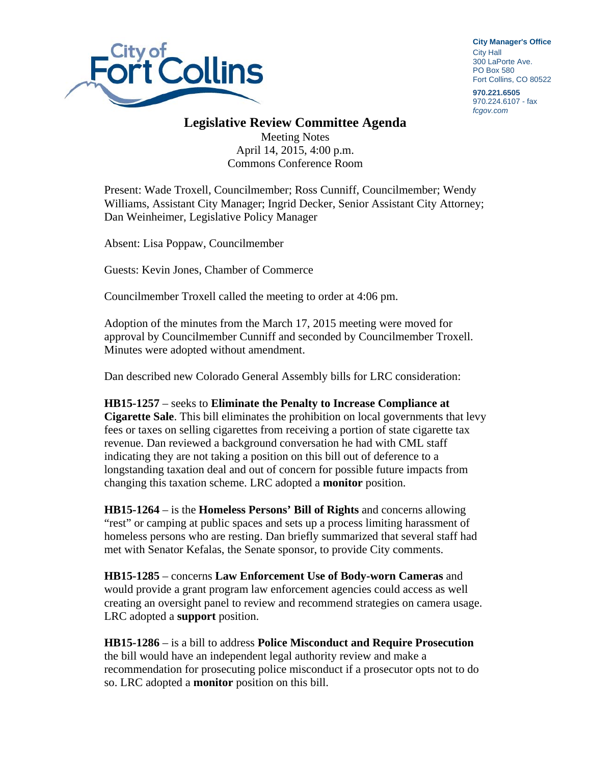City of Fort Collins

**City Manager's Office**
City Hall
300 LaPorte Ave.
PO Box 580
Fort Collins, CO 80522

**970.221.6505**
970.224.6107 - fax
*fcgov.com*

# Legislative Review Committee Agenda

Meeting Notes
April 14, 2015, 4:00 p.m.
Commons Conference Room

Present: Wade Troxell, Councilmember; Ross Cunniff, Councilmember; Wendy Williams, Assistant City Manager; Ingrid Decker, Senior Assistant City Attorney; Dan Weinheimer, Legislative Policy Manager

Absent: Lisa Poppaw, Councilmember

Guests: Kevin Jones, Chamber of Commerce

Councilmember Troxell called the meeting to order at 4:06 pm.

Adoption of the minutes from the March 17, 2015 meeting were moved for approval by Councilmember Cunniff and seconded by Councilmember Troxell. Minutes were adopted without amendment.

Dan described new Colorado General Assembly bills for LRC consideration:

**HB15-1257** – seeks to **Eliminate the Penalty to Increase Compliance at Cigarette Sale**. This bill eliminates the prohibition on local governments that levy fees or taxes on selling cigarettes from receiving a portion of state cigarette tax revenue. Dan reviewed a background conversation he had with CML staff indicating they are not taking a position on this bill out of deference to a longstanding taxation deal and out of concern for possible future impacts from changing this taxation scheme. LRC adopted a **monitor** position.

**HB15-1264** – is the **Homeless Persons' Bill of Rights** and concerns allowing "rest" or camping at public spaces and sets up a process limiting harassment of homeless persons who are resting. Dan briefly summarized that several staff had met with Senator Kefalas, the Senate sponsor, to provide City comments.

**HB15-1285** – concerns **Law Enforcement Use of Body-worn Cameras** and would provide a grant program law enforcement agencies could access as well creating an oversight panel to review and recommend strategies on camera usage. LRC adopted a **support** position.

**HB15-1286** – is a bill to address **Police Misconduct and Require Prosecution** the bill would have an independent legal authority review and make a recommendation for prosecuting police misconduct if a prosecutor opts not to do so. LRC adopted a **monitor** position on this bill.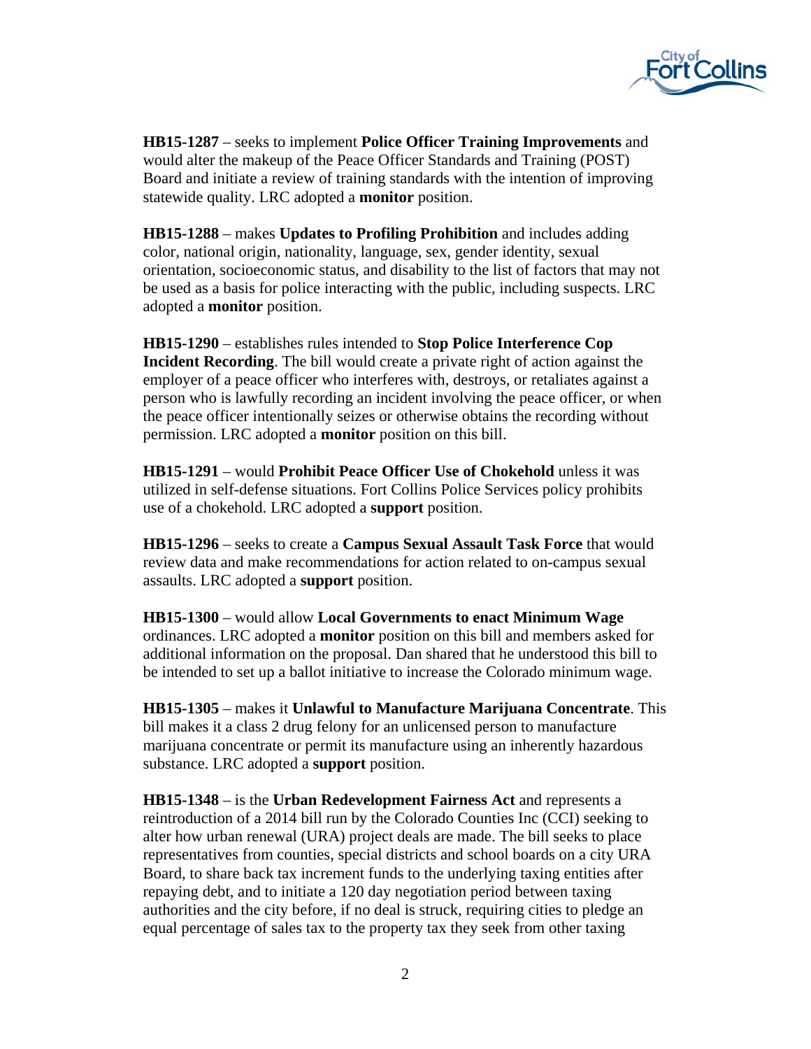**HB15-1287** – seeks to implement **Police Officer Training Improvements** and would alter the makeup of the Peace Officer Standards and Training (POST) Board and initiate a review of training standards with the intention of improving statewide quality. LRC adopted a **monitor** position.

**HB15-1288** – makes **Updates to Profiling Prohibition** and includes adding color, national origin, nationality, language, sex, gender identity, sexual orientation, socioeconomic status, and disability to the list of factors that may not be used as a basis for police interacting with the public, including suspects. LRC adopted a **monitor** position.

**HB15-1290** – establishes rules intended to **Stop Police Interference Cop Incident Recording**. The bill would create a private right of action against the employer of a peace officer who interferes with, destroys, or retaliates against a person who is lawfully recording an incident involving the peace officer, or when the peace officer intentionally seizes or otherwise obtains the recording without permission. LRC adopted a **monitor** position on this bill.

**HB15-1291** – would **Prohibit Peace Officer Use of Chokehold** unless it was utilized in self-defense situations. Fort Collins Police Services policy prohibits use of a chokehold. LRC adopted a **support** position.

**HB15-1296** – seeks to create a **Campus Sexual Assault Task Force** that would review data and make recommendations for action related to on-campus sexual assaults. LRC adopted a **support** position.

**HB15-1300** – would allow **Local Governments to enact Minimum Wage** ordinances. LRC adopted a **monitor** position on this bill and members asked for additional information on the proposal. Dan shared that he understood this bill to be intended to set up a ballot initiative to increase the Colorado minimum wage.

**HB15-1305** – makes it **Unlawful to Manufacture Marijuana Concentrate**. This bill makes it a class 2 drug felony for an unlicensed person to manufacture marijuana concentrate or permit its manufacture using an inherently hazardous substance. LRC adopted a **support** position.

**HB15-1348** – is the **Urban Redevelopment Fairness Act** and represents a reintroduction of a 2014 bill run by the Colorado Counties Inc (CCI) seeking to alter how urban renewal (URA) project deals are made. The bill seeks to place representatives from counties, special districts and school boards on a city URA Board, to share back tax increment funds to the underlying taxing entities after repaying debt, and to initiate a 120 day negotiation period between taxing authorities and the city before, if no deal is struck, requiring cities to pledge an equal percentage of sales tax to the property tax they seek from other taxing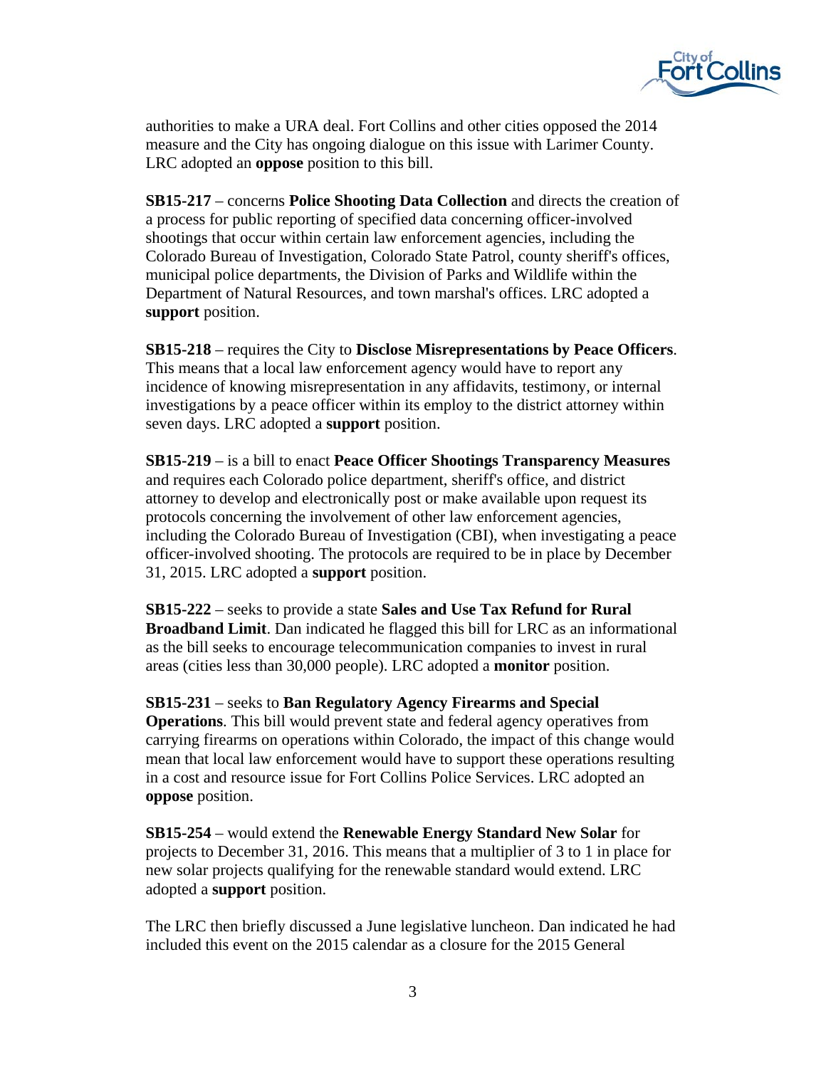authorities to make a URA deal. Fort Collins and other cities opposed the 2014 measure and the City has ongoing dialogue on this issue with Larimer County. LRC adopted an **oppose** position to this bill.

**SB15-217** – concerns **Police Shooting Data Collection** and directs the creation of a process for public reporting of specified data concerning officer-involved shootings that occur within certain law enforcement agencies, including the Colorado Bureau of Investigation, Colorado State Patrol, county sheriff's offices, municipal police departments, the Division of Parks and Wildlife within the Department of Natural Resources, and town marshal's offices. LRC adopted a **support** position.

**SB15-218** – requires the City to **Disclose Misrepresentations by Peace Officers**. This means that a local law enforcement agency would have to report any incidence of knowing misrepresentation in any affidavits, testimony, or internal investigations by a peace officer within its employ to the district attorney within seven days. LRC adopted a **support** position.

**SB15-219** – is a bill to enact **Peace Officer Shootings Transparency Measures** and requires each Colorado police department, sheriff's office, and district attorney to develop and electronically post or make available upon request its protocols concerning the involvement of other law enforcement agencies, including the Colorado Bureau of Investigation (CBI), when investigating a peace officer-involved shooting. The protocols are required to be in place by December 31, 2015. LRC adopted a **support** position.

**SB15-222** – seeks to provide a state **Sales and Use Tax Refund for Rural Broadband Limit**. Dan indicated he flagged this bill for LRC as an informational as the bill seeks to encourage telecommunication companies to invest in rural areas (cities less than 30,000 people). LRC adopted a **monitor** position.

**SB15-231** – seeks to **Ban Regulatory Agency Firearms and Special Operations**. This bill would prevent state and federal agency operatives from carrying firearms on operations within Colorado, the impact of this change would mean that local law enforcement would have to support these operations resulting in a cost and resource issue for Fort Collins Police Services. LRC adopted an **oppose** position.

**SB15-254** – would extend the **Renewable Energy Standard New Solar** for projects to December 31, 2016. This means that a multiplier of 3 to 1 in place for new solar projects qualifying for the renewable standard would extend. LRC adopted a **support** position.

The LRC then briefly discussed a June legislative luncheon. Dan indicated he had included this event on the 2015 calendar as a closure for the 2015 General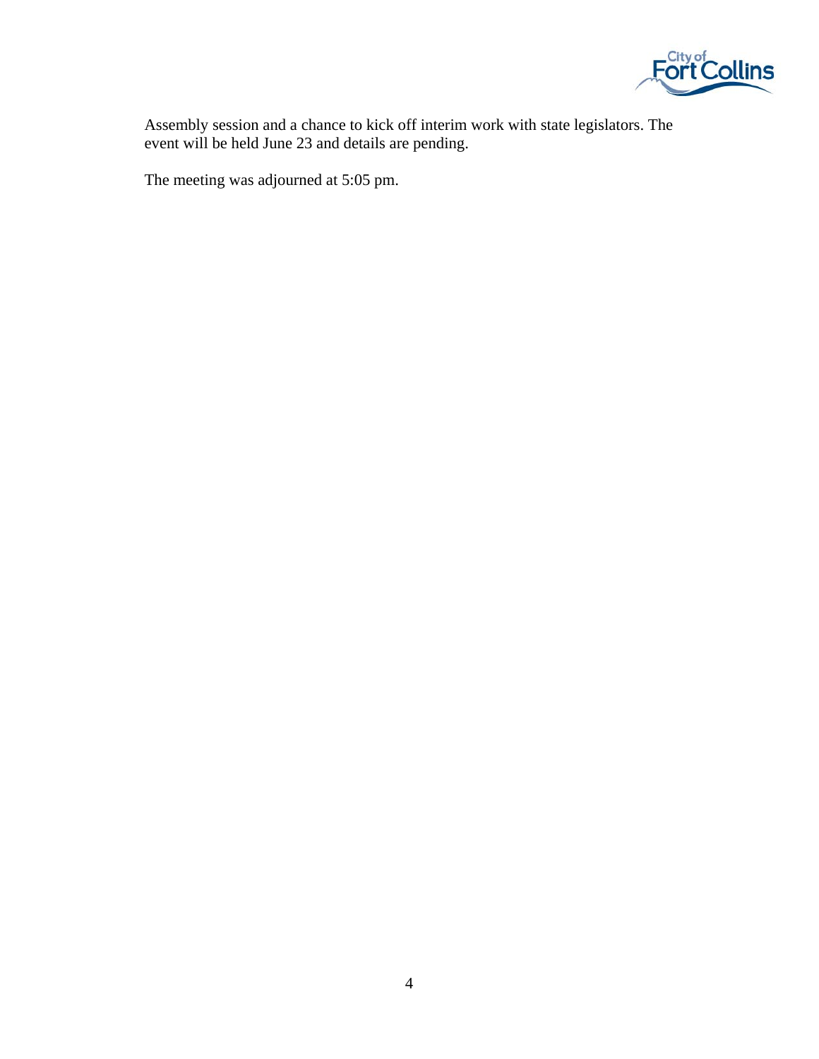Assembly session and a chance to kick off interim work with state legislators. The event will be held June 23 and details are pending.

The meeting was adjourned at 5:05 pm.